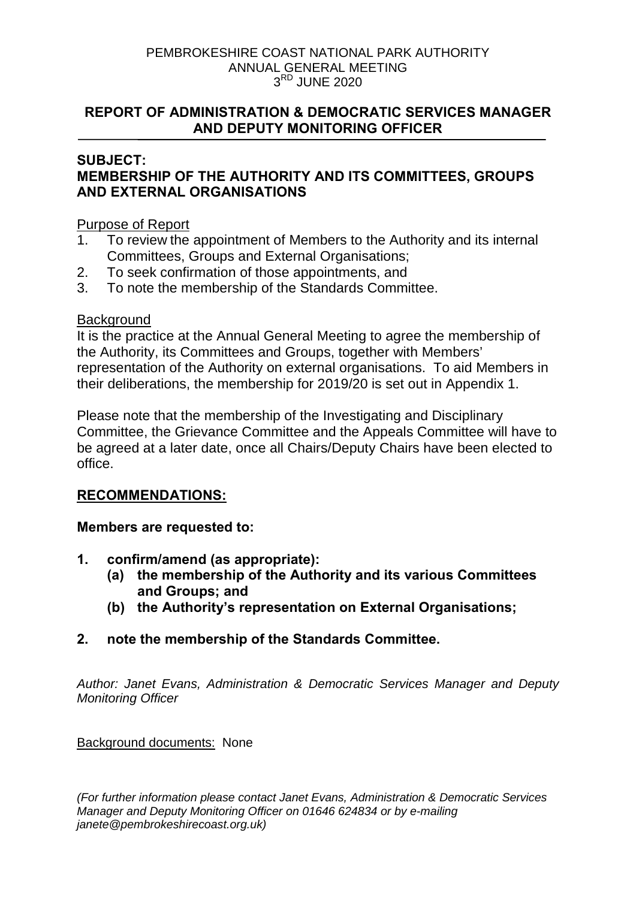PEMBROKESHIRE COAST NATIONAL PARK AUTHORITY
ANNUAL GENERAL MEETING
3RD JUNE 2020

## REPORT OF ADMINISTRATION & DEMOCRATIC SERVICES MANAGER AND DEPUTY MONITORING OFFICER

## SUBJECT:
## MEMBERSHIP OF THE AUTHORITY AND ITS COMMITTEES, GROUPS AND EXTERNAL ORGANISATIONS

Purpose of Report

1. To review the appointment of Members to the Authority and its internal Committees, Groups and External Organisations;
2. To seek confirmation of those appointments, and
3. To note the membership of the Standards Committee.

Background

It is the practice at the Annual General Meeting to agree the membership of the Authority, its Committees and Groups, together with Members' representation of the Authority on external organisations. To aid Members in their deliberations, the membership for 2019/20 is set out in Appendix 1.

Please note that the membership of the Investigating and Disciplinary Committee, the Grievance Committee and the Appeals Committee will have to be agreed at a later date, once all Chairs/Deputy Chairs have been elected to office.

## RECOMMENDATIONS:

**Members are requested to:**

1. **confirm/amend (as appropriate):**
   - **(a) the membership of the Authority and its various Committees and Groups; and**
   - **(b) the Authority's representation on External Organisations;**
2. **note the membership of the Standards Committee.**

*Author: Janet Evans, Administration & Democratic Services Manager and Deputy Monitoring Officer*

Background documents: None

*(For further information please contact Janet Evans, Administration & Democratic Services Manager and Deputy Monitoring Officer on 01646 624834 or by e-mailing janete@pembrokeshirecoast.org.uk)*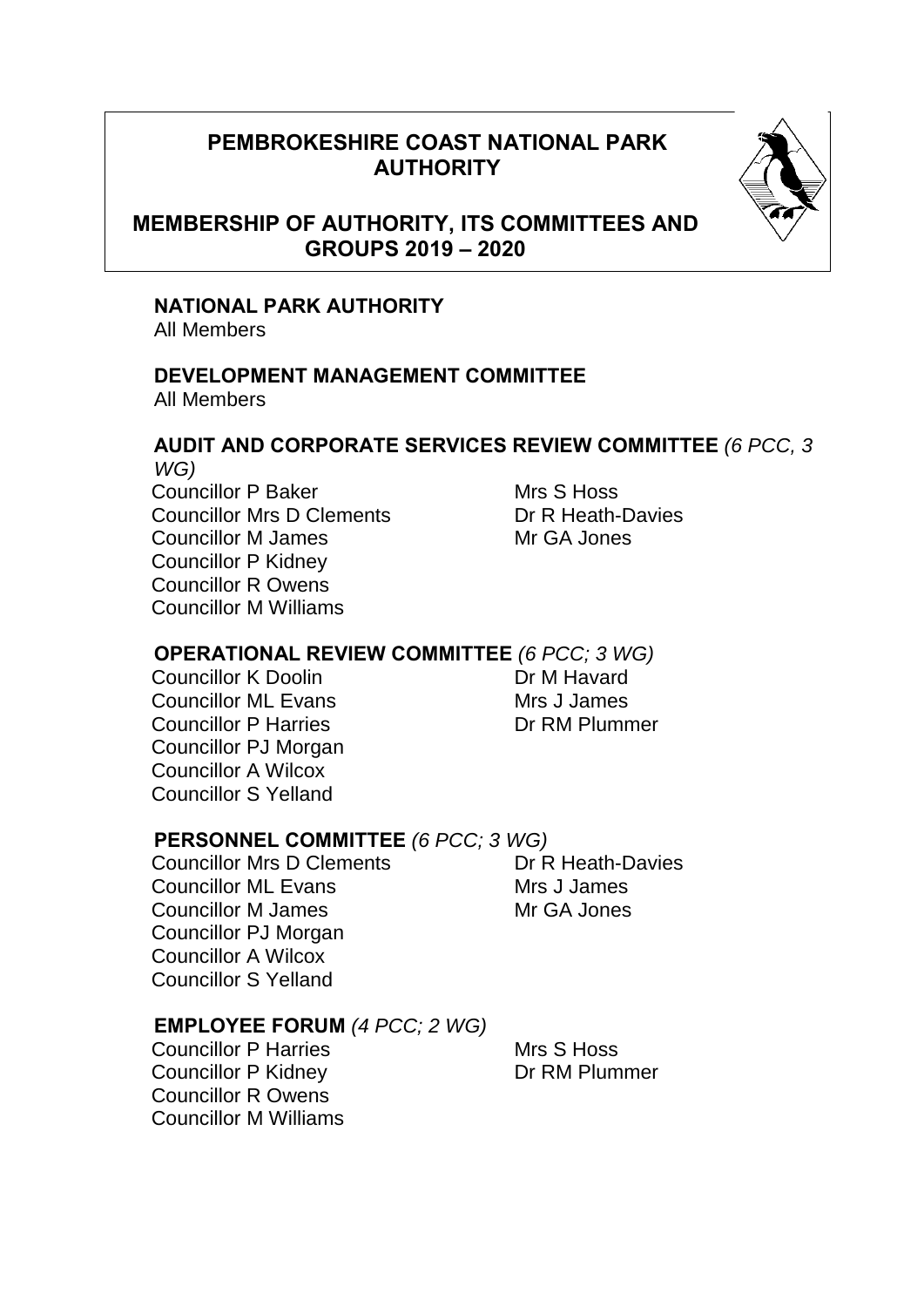# PEMBROKESHIRE COAST NATIONAL PARK AUTHORITY

## MEMBERSHIP OF AUTHORITY, ITS COMMITTEES AND GROUPS 2019 – 2020

### NATIONAL PARK AUTHORITY
All Members

### DEVELOPMENT MANAGEMENT COMMITTEE
All Members

### AUDIT AND CORPORATE SERVICES REVIEW COMMITTEE *(6 PCC, 3 WG)*

Councillor P Baker
Councillor Mrs D Clements
Councillor M James
Councillor P Kidney
Councillor R Owens
Councillor M Williams

Mrs S Hoss
Dr R Heath-Davies
Mr GA Jones

### OPERATIONAL REVIEW COMMITTEE *(6 PCC; 3 WG)*

Councillor K Doolin
Councillor ML Evans
Councillor P Harries
Councillor PJ Morgan
Councillor A Wilcox
Councillor S Yelland

Dr M Havard
Mrs J James
Dr RM Plummer

### PERSONNEL COMMITTEE *(6 PCC; 3 WG)*

Councillor Mrs D Clements
Councillor ML Evans
Councillor M James
Councillor PJ Morgan
Councillor A Wilcox
Councillor S Yelland

Dr R Heath-Davies
Mrs J James
Mr GA Jones

### EMPLOYEE FORUM *(4 PCC; 2 WG)*

Councillor P Harries
Councillor P Kidney
Councillor R Owens
Councillor M Williams

Mrs S Hoss
Dr RM Plummer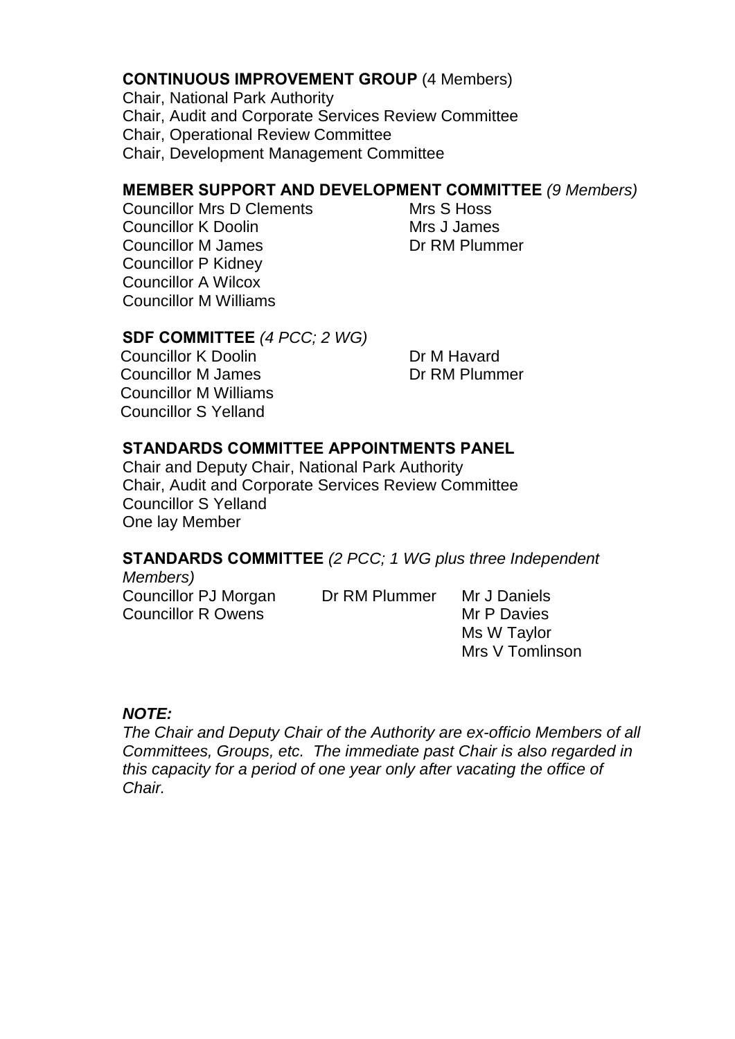**CONTINUOUS IMPROVEMENT GROUP** (4 Members)

Chair, National Park Authority
Chair, Audit and Corporate Services Review Committee
Chair, Operational Review Committee
Chair, Development Management Committee

**MEMBER SUPPORT AND DEVELOPMENT COMMITTEE** *(9 Members)*

| | |
|---|---|
| Councillor Mrs D Clements | Mrs S Hoss |
| Councillor K Doolin | Mrs J James |
| Councillor M James | Dr RM Plummer |
| Councillor P Kidney | |
| Councillor A Wilcox | |
| Councillor M Williams | |

**SDF COMMITTEE** *(4 PCC; 2 WG)*

| | |
|---|---|
| Councillor K Doolin | Dr M Havard |
| Councillor M James | Dr RM Plummer |
| Councillor M Williams | |
| Councillor S Yelland | |

**STANDARDS COMMITTEE APPOINTMENTS PANEL**

Chair and Deputy Chair, National Park Authority
Chair, Audit and Corporate Services Review Committee
Councillor S Yelland
One lay Member

**STANDARDS COMMITTEE** *(2 PCC; 1 WG plus three Independent Members)*

| | | |
|---|---|---|
| Councillor PJ Morgan | Dr RM Plummer | Mr J Daniels |
| Councillor R Owens | | Mr P Davies |
| | | Ms W Taylor |
| | | Mrs V Tomlinson |

***NOTE:***

*The Chair and Deputy Chair of the Authority are ex-officio Members of all Committees, Groups, etc. The immediate past Chair is also regarded in this capacity for a period of one year only after vacating the office of Chair.*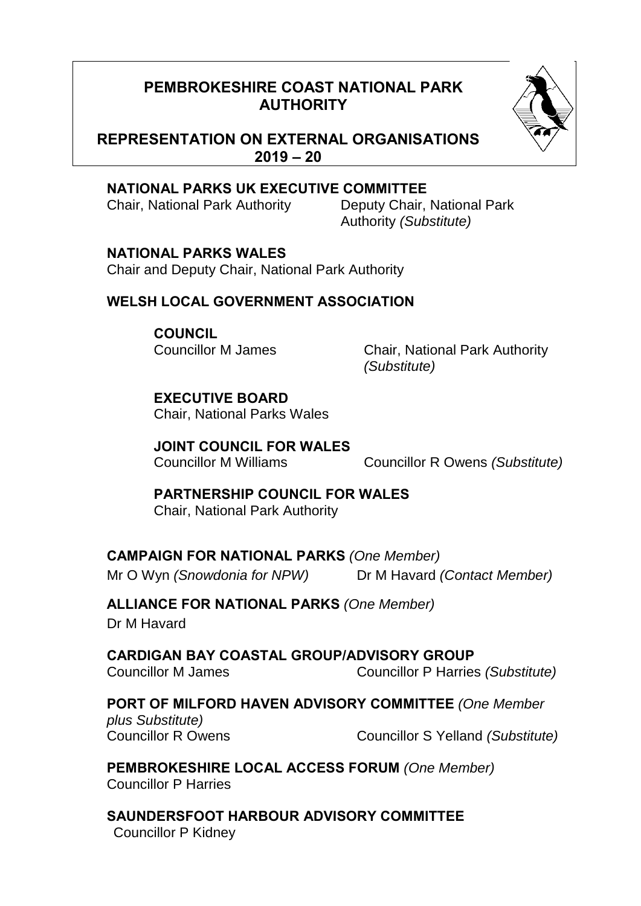# PEMBROKESHIRE COAST NATIONAL PARK AUTHORITY

## REPRESENTATION ON EXTERNAL ORGANISATIONS 2019 – 20

**NATIONAL PARKS UK EXECUTIVE COMMITTEE**

Chair, National Park Authority — Deputy Chair, National Park Authority *(Substitute)*

**NATIONAL PARKS WALES**

Chair and Deputy Chair, National Park Authority

**WELSH LOCAL GOVERNMENT ASSOCIATION**

**COUNCIL**

Councillor M James — Chair, National Park Authority *(Substitute)*

**EXECUTIVE BOARD**

Chair, National Parks Wales

**JOINT COUNCIL FOR WALES**

Councillor M Williams — Councillor R Owens *(Substitute)*

**PARTNERSHIP COUNCIL FOR WALES**

Chair, National Park Authority

**CAMPAIGN FOR NATIONAL PARKS** *(One Member)*

Mr O Wyn *(Snowdonia for NPW)* — Dr M Havard *(Contact Member)*

**ALLIANCE FOR NATIONAL PARKS** *(One Member)*

Dr M Havard

**CARDIGAN BAY COASTAL GROUP/ADVISORY GROUP**

Councillor M James — Councillor P Harries *(Substitute)*

**PORT OF MILFORD HAVEN ADVISORY COMMITTEE** *(One Member plus Substitute)*

Councillor R Owens — Councillor S Yelland *(Substitute)*

**PEMBROKESHIRE LOCAL ACCESS FORUM** *(One Member)*

Councillor P Harries

**SAUNDERSFOOT HARBOUR ADVISORY COMMITTEE**

Councillor P Kidney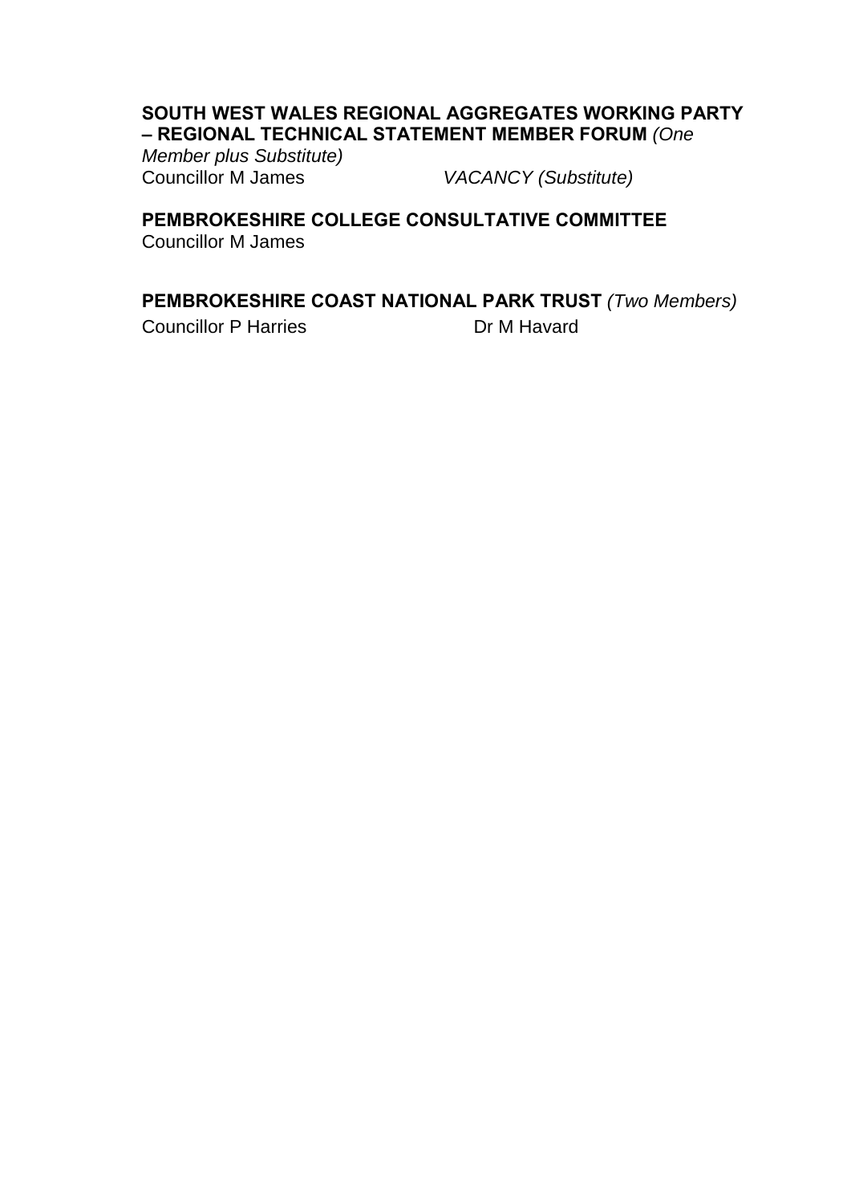**SOUTH WEST WALES REGIONAL AGGREGATES WORKING PARTY – REGIONAL TECHNICAL STATEMENT MEMBER FORUM** *(One Member plus Substitute)*

Councillor M James *VACANCY (Substitute)*

**PEMBROKESHIRE COLLEGE CONSULTATIVE COMMITTEE**

Councillor M James

**PEMBROKESHIRE COAST NATIONAL PARK TRUST** *(Two Members)*

Councillor P Harries Dr M Havard